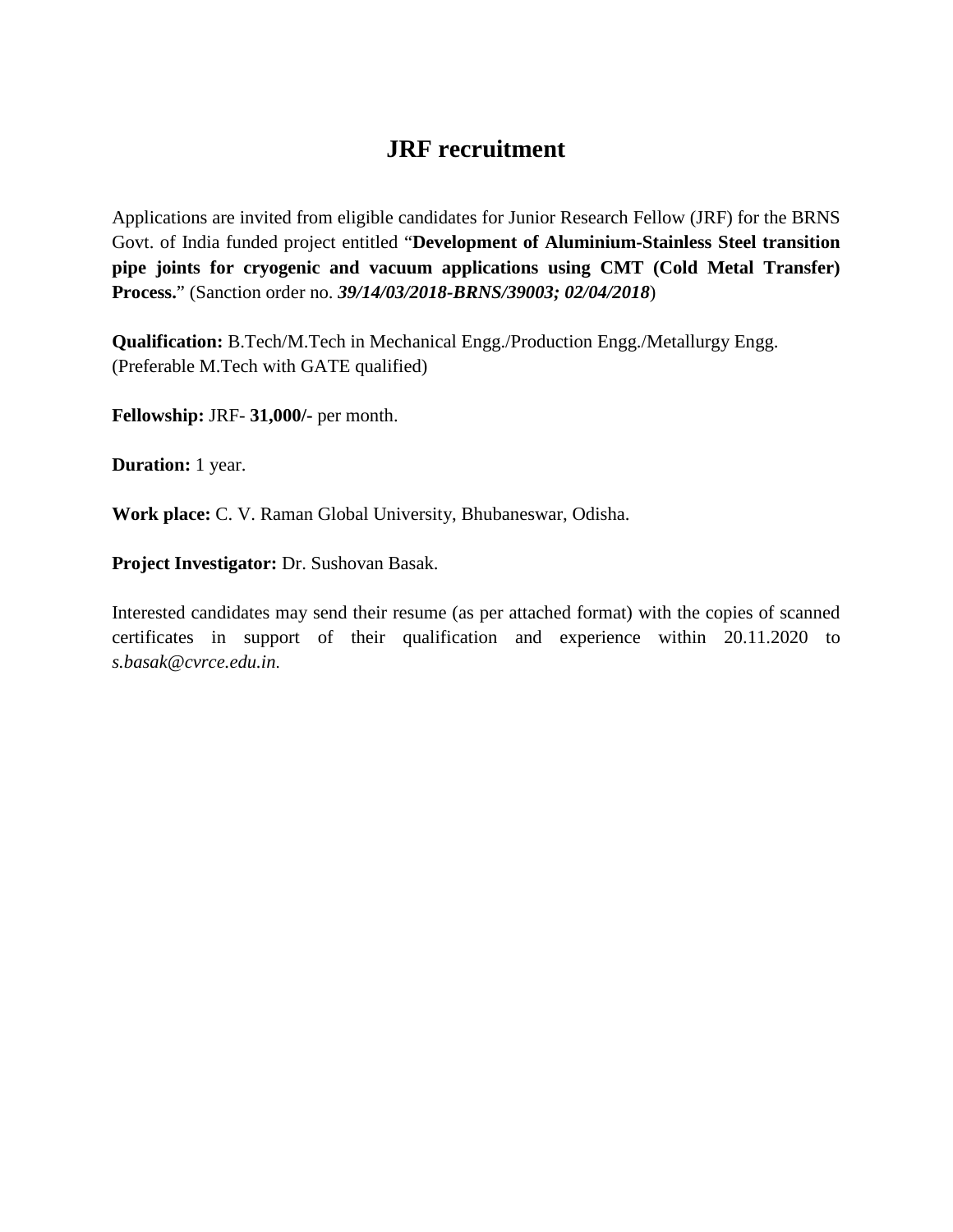# JRF recruitment

Applications are invited from eligible candidates for Junior Research Fellow (JRF) for the BRNS Govt. of India funded project entitled "**Development of Aluminium-Stainless Steel transition pipe joints for cryogenic and vacuum applications using CMT (Cold Metal Transfer) Process.**" (Sanction order no. ***39/14/03/2018-BRNS/39003; 02/04/2018***)

**Qualification:** B.Tech/M.Tech in Mechanical Engg./Production Engg./Metallurgy Engg. (Preferable M.Tech with GATE qualified)

**Fellowship:** JRF- **31,000/-** per month.

**Duration:** 1 year.

**Work place:** C. V. Raman Global University, Bhubaneswar, Odisha.

**Project Investigator:** Dr. Sushovan Basak.

Interested candidates may send their resume (as per attached format) with the copies of scanned certificates in support of their qualification and experience within 20.11.2020 to *s.basak@cvrce.edu.in*.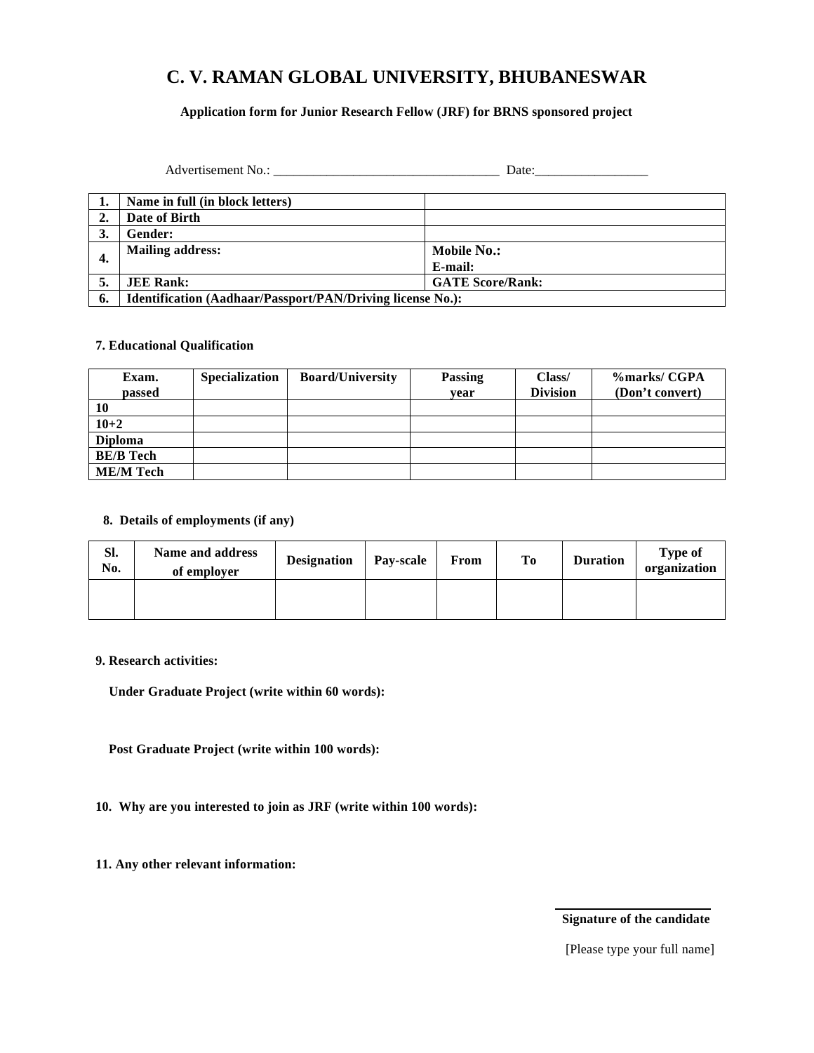# C. V. RAMAN GLOBAL UNIVERSITY, BHUBANESWAR

**Application form for Junior Research Fellow (JRF) for BRNS sponsored project**

Advertisement No.: __________________________________ Date:_________________

| | | |
|---|---|---|
| **1.** | **Name in full (in block letters)** | |
| **2.** | **Date of Birth** | |
| **3.** | **Gender:** | |
| **4.** | **Mailing address:** | **Mobile No.:**<br>**E-mail:** |
| **5.** | **JEE Rank:** | **GATE Score/Rank:** |
| **6.** | **Identification (Aadhaar/Passport/PAN/Driving license No.):** | |

**7. Educational Qualification**

| Exam. passed | Specialization | Board/University | Passing year | Class/ Division | %marks/ CGPA (Don't convert) |
|---|---|---|---|---|---|
| **10** | | | | | |
| **10+2** | | | | | |
| **Diploma** | | | | | |
| **BE/B Tech** | | | | | |
| **ME/M Tech** | | | | | |

**8. Details of employments (if any)**

| Sl. No. | Name and address of employer | Designation | Pay-scale | From | To | Duration | Type of organization |
|---|---|---|---|---|---|---|---|
| | | | | | | | |

**9. Research activities:**

**Under Graduate Project (write within 60 words):**

**Post Graduate Project (write within 100 words):**

**10. Why are you interested to join as JRF (write within 100 words):**

**11. Any other relevant information:**

**Signature of the candidate**

[Please type your full name]